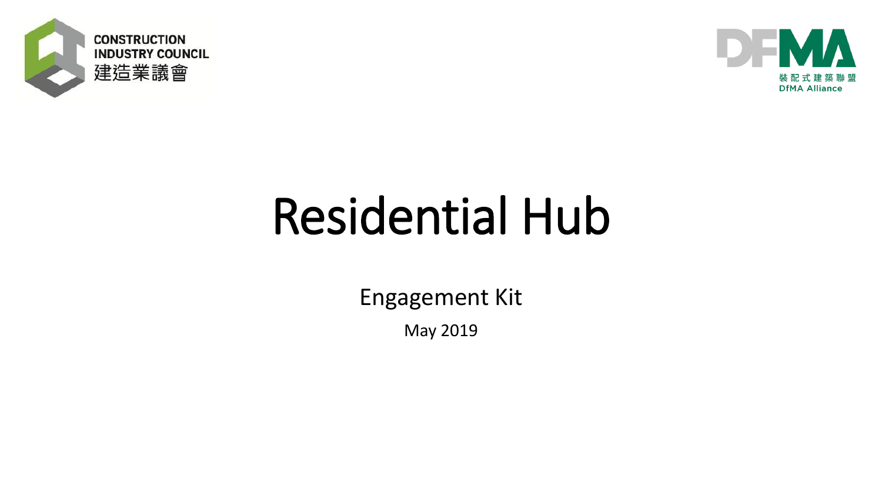CONSTRUCTION INDUSTRY COUNCIL 建造業議會

DFMA 裝配式建築聯盟 DfMA Alliance

# Residential Hub

## Engagement Kit

May 2019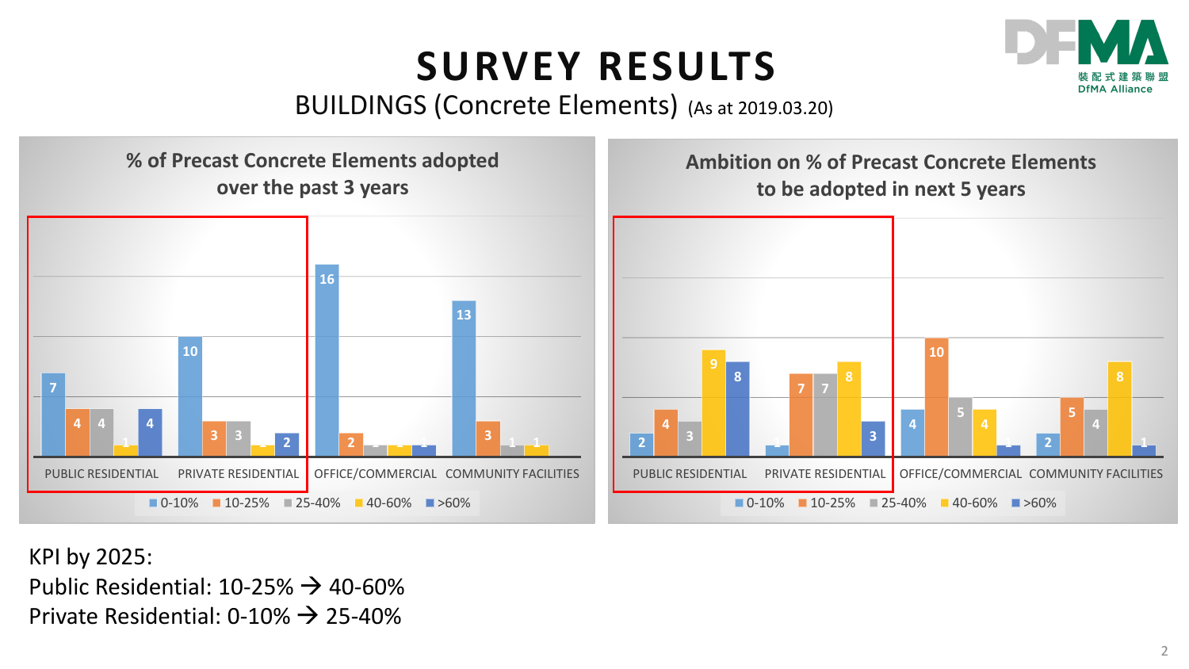# SURVEY RESULTS

## BUILDINGS (Concrete Elements) (As at 2019.03.20)

### % of Precast Concrete Elements adopted over the past 3 years

| | 0-10% | 10-25% | 25-40% | 40-60% | >60% |
|---|---|---|---|---|---|
| PUBLIC RESIDENTIAL | 7 | 4 | 4 | 1 | 4 |
| PRIVATE RESIDENTIAL | 10 | 3 | 3 | 1 | 2 |
| OFFICE/COMMERCIAL | 16 | 2 | 1 | 1 | 1 |
| COMMUNITY FACILITIES | 13 | 3 | 1 | 1 | |

### Ambition on % of Precast Concrete Elements to be adopted in next 5 years

| | 0-10% | 10-25% | 25-40% | 40-60% | >60% |
|---|---|---|---|---|---|
| PUBLIC RESIDENTIAL | 2 | 4 | 3 | 9 | 8 |
| PRIVATE RESIDENTIAL | 1 | 7 | 7 | 8 | 3 |
| OFFICE/COMMERCIAL | 4 | 10 | 5 | 4 | 1 |
| COMMUNITY FACILITIES | 2 | 5 | 4 | 8 | 1 |

KPI by 2025:
Public Residential: 10-25% → 40-60%
Private Residential: 0-10% → 25-40%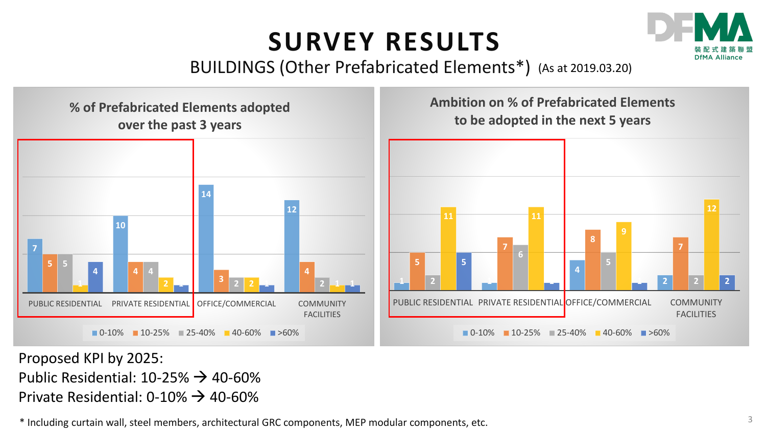# SURVEY RESULTS

## BUILDINGS (Other Prefabricated Elements*) (As at 2019.03.20)

**% of Prefabricated Elements adopted over the past 3 years**

| | 0-10% | 10-25% | 25-40% | 40-60% | >60% |
|---|---|---|---|---|---|
| PUBLIC RESIDENTIAL | 7 | 5 | 5 | 1 | 4 |
| PRIVATE RESIDENTIAL | 10 | 4 | 4 | 2 | 1 |
| OFFICE/COMMERCIAL | 14 | 3 | 2 | 2 | 1 |
| COMMUNITY FACILITIES | 12 | 4 | 2 | 1 | 1 |

**Ambition on % of Prefabricated Elements to be adopted in the next 5 years**

| | 0-10% | 10-25% | 25-40% | 40-60% | >60% |
|---|---|---|---|---|---|
| PUBLIC RESIDENTIAL | 1 | 5 | 2 | 11 | 5 |
| PRIVATE RESIDENTIAL | 1 | 7 | 6 | 11 | 1 |
| OFFICE/COMMERCIAL | 4 | 8 | 5 | 9 | 1 |
| COMMUNITY FACILITIES | 2 | 7 | 2 | 12 | 2 |

Proposed KPI by 2025:
Public Residential: 10-25% → 40-60%
Private Residential: 0-10% → 40-60%

* Including curtain wall, steel members, architectural GRC components, MEP modular components, etc.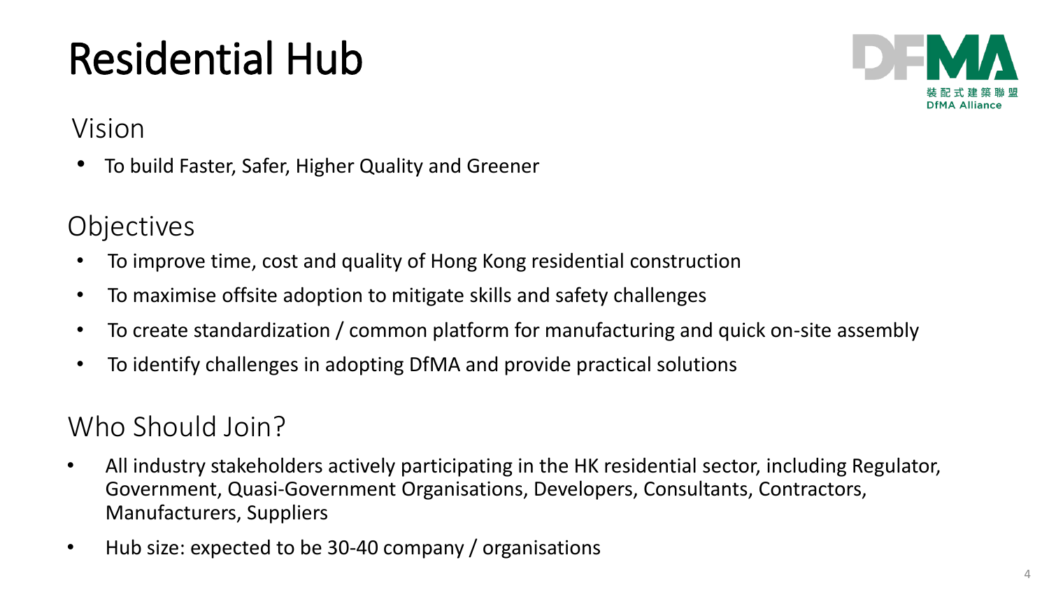# Residential Hub

## Vision

- To build Faster, Safer, Higher Quality and Greener

## Objectives

- To improve time, cost and quality of Hong Kong residential construction
- To maximise offsite adoption to mitigate skills and safety challenges
- To create standardization / common platform for manufacturing and quick on-site assembly
- To identify challenges in adopting DfMA and provide practical solutions

## Who Should Join?

- All industry stakeholders actively participating in the HK residential sector, including Regulator, Government, Quasi-Government Organisations, Developers, Consultants, Contractors, Manufacturers, Suppliers
- Hub size: expected to be 30-40 company / organisations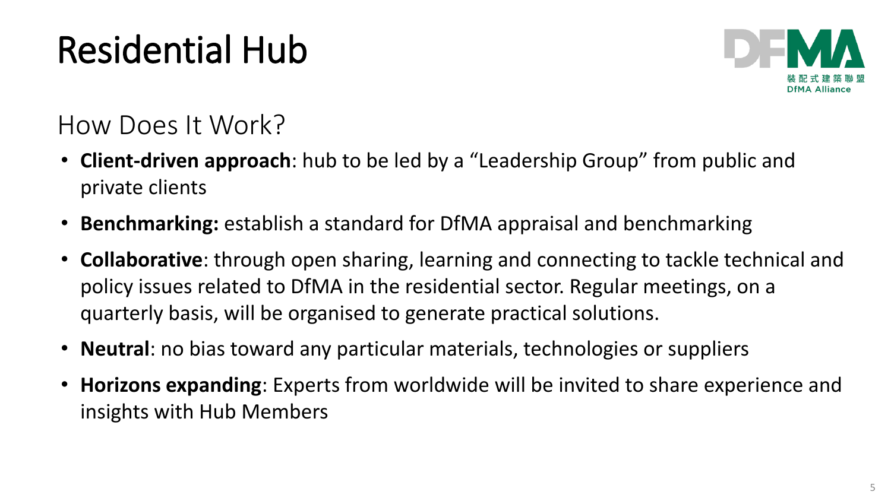# Residential Hub

## How Does It Work?

- **Client-driven approach**: hub to be led by a "Leadership Group" from public and private clients
- **Benchmarking:** establish a standard for DfMA appraisal and benchmarking
- **Collaborative**: through open sharing, learning and connecting to tackle technical and policy issues related to DfMA in the residential sector. Regular meetings, on a quarterly basis, will be organised to generate practical solutions.
- **Neutral**: no bias toward any particular materials, technologies or suppliers
- **Horizons expanding**: Experts from worldwide will be invited to share experience and insights with Hub Members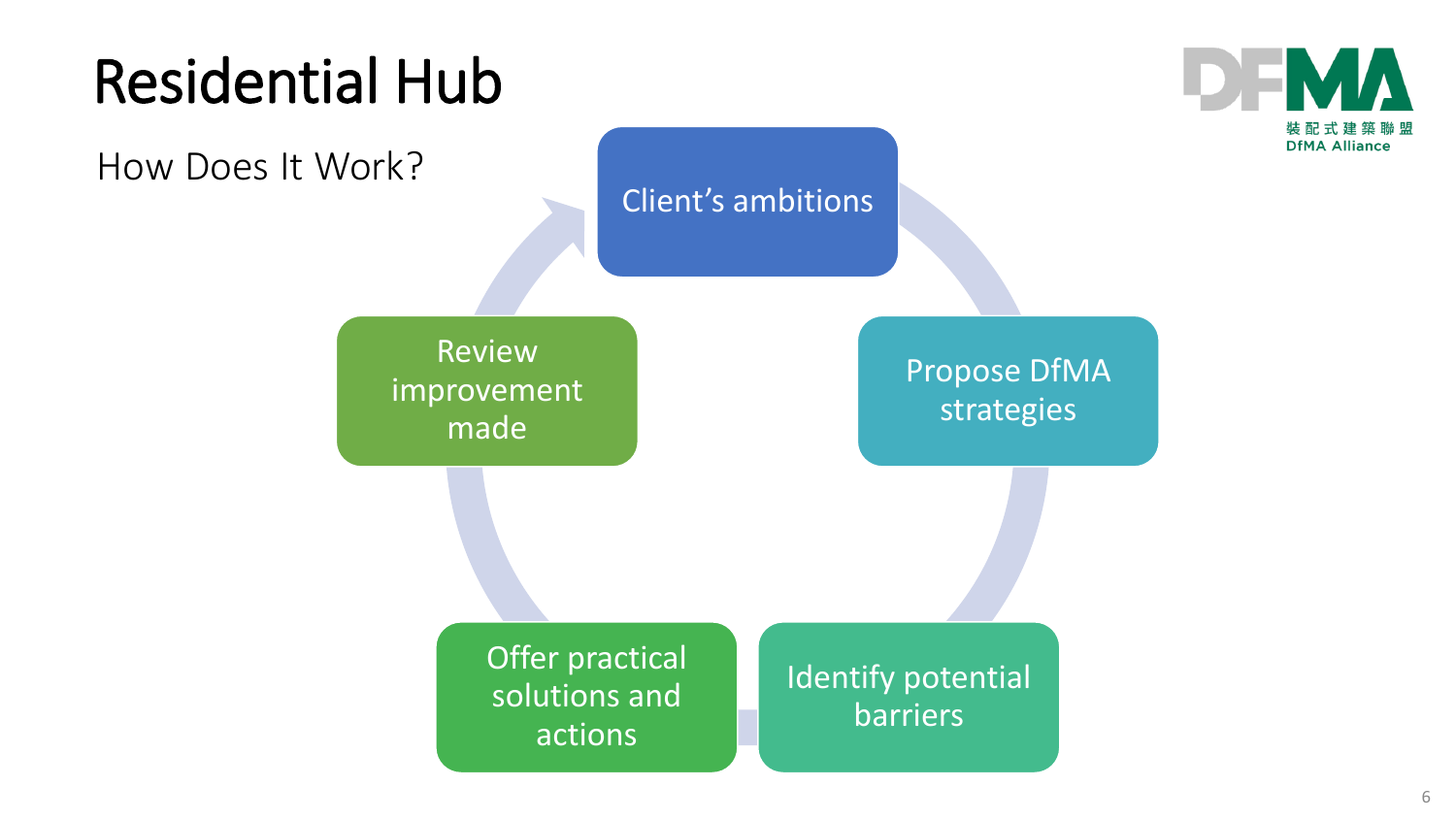# Residential Hub

## How Does It Work?

- Client's ambitions
- Propose DfMA strategies
- Identify potential barriers
- Offer practical solutions and actions
- Review improvement made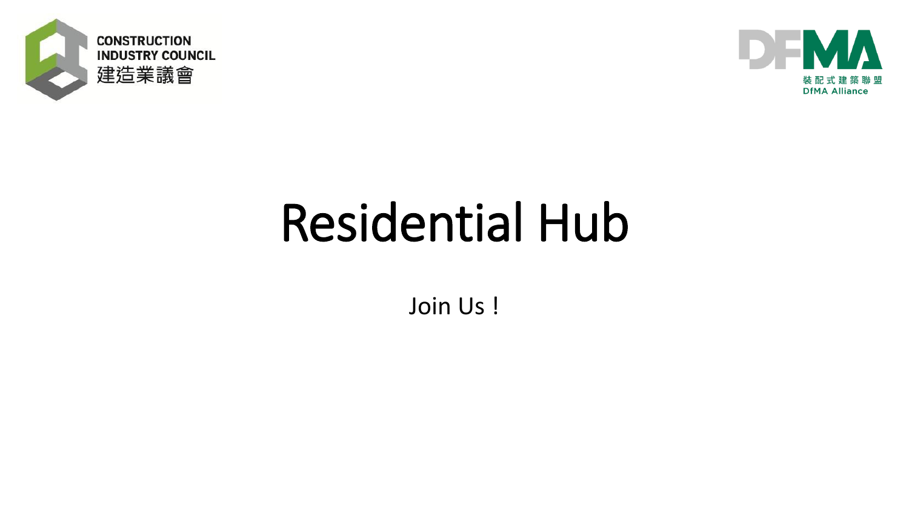CONSTRUCTION INDUSTRY COUNCIL
建造業議會

DFMA
裝配式建築聯盟
DfMA Alliance

# Residential Hub

Join Us !